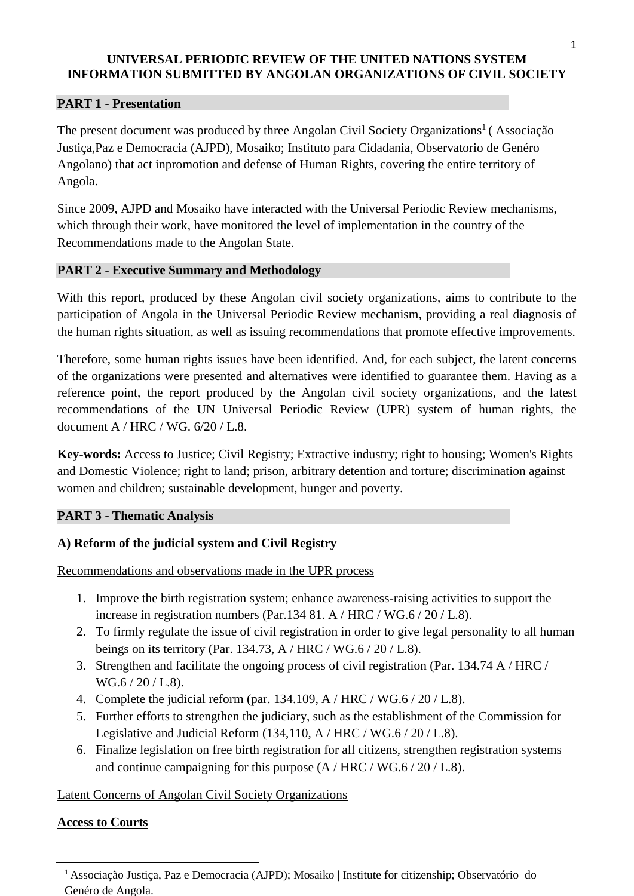**UNIVERSAL PERIODIC REVIEW OF THE UNITED NATIONS SYSTEM INFORMATION SUBMITTED BY ANGOLAN ORGANIZATIONS OF CIVIL SOCIETY**

## PART 1 - Presentation

The present document was produced by three Angolan Civil Society Organizations[1] ( Associação Justiça,Paz e Democracia (AJPD), Mosaiko; Instituto para Cidadania, Observatorio de Genéro Angolano) that act inpromotion and defense of Human Rights, covering the entire territory of Angola.

Since 2009, AJPD and Mosaiko have interacted with the Universal Periodic Review mechanisms, which through their work, have monitored the level of implementation in the country of the Recommendations made to the Angolan State.

## PART 2 - Executive Summary and Methodology

With this report, produced by these Angolan civil society organizations, aims to contribute to the participation of Angola in the Universal Periodic Review mechanism, providing a real diagnosis of the human rights situation, as well as issuing recommendations that promote effective improvements.

Therefore, some human rights issues have been identified. And, for each subject, the latent concerns of the organizations were presented and alternatives were identified to guarantee them. Having as a reference point, the report produced by the Angolan civil society organizations, and the latest recommendations of the UN Universal Periodic Review (UPR) system of human rights, the document A / HRC / WG. 6/20 / L.8.

**Key-words:** Access to Justice; Civil Registry; Extractive industry; right to housing; Women's Rights and Domestic Violence; right to land; prison, arbitrary detention and torture; discrimination against women and children; sustainable development, hunger and poverty.

## PART 3 - Thematic Analysis

### A) Reform of the judicial system and Civil Registry

Recommendations and observations made in the UPR process

1. Improve the birth registration system; enhance awareness-raising activities to support the increase in registration numbers (Par.134 81. A / HRC / WG.6 / 20 / L.8).
2. To firmly regulate the issue of civil registration in order to give legal personality to all human beings on its territory (Par. 134.73, A / HRC / WG.6 / 20 / L.8).
3. Strengthen and facilitate the ongoing process of civil registration (Par. 134.74 A / HRC / WG.6 / 20 / L.8).
4. Complete the judicial reform (par. 134.109, A / HRC / WG.6 / 20 / L.8).
5. Further efforts to strengthen the judiciary, such as the establishment of the Commission for Legislative and Judicial Reform (134,110, A / HRC / WG.6 / 20 / L.8).
6. Finalize legislation on free birth registration for all citizens, strengthen registration systems and continue campaigning for this purpose (A / HRC / WG.6 / 20 / L.8).

Latent Concerns of Angolan Civil Society Organizations

**Access to Courts**

[1] Associação Justiça, Paz e Democracia (AJPD); Mosaiko | Institute for citizenship; Observatório do Genéro de Angola.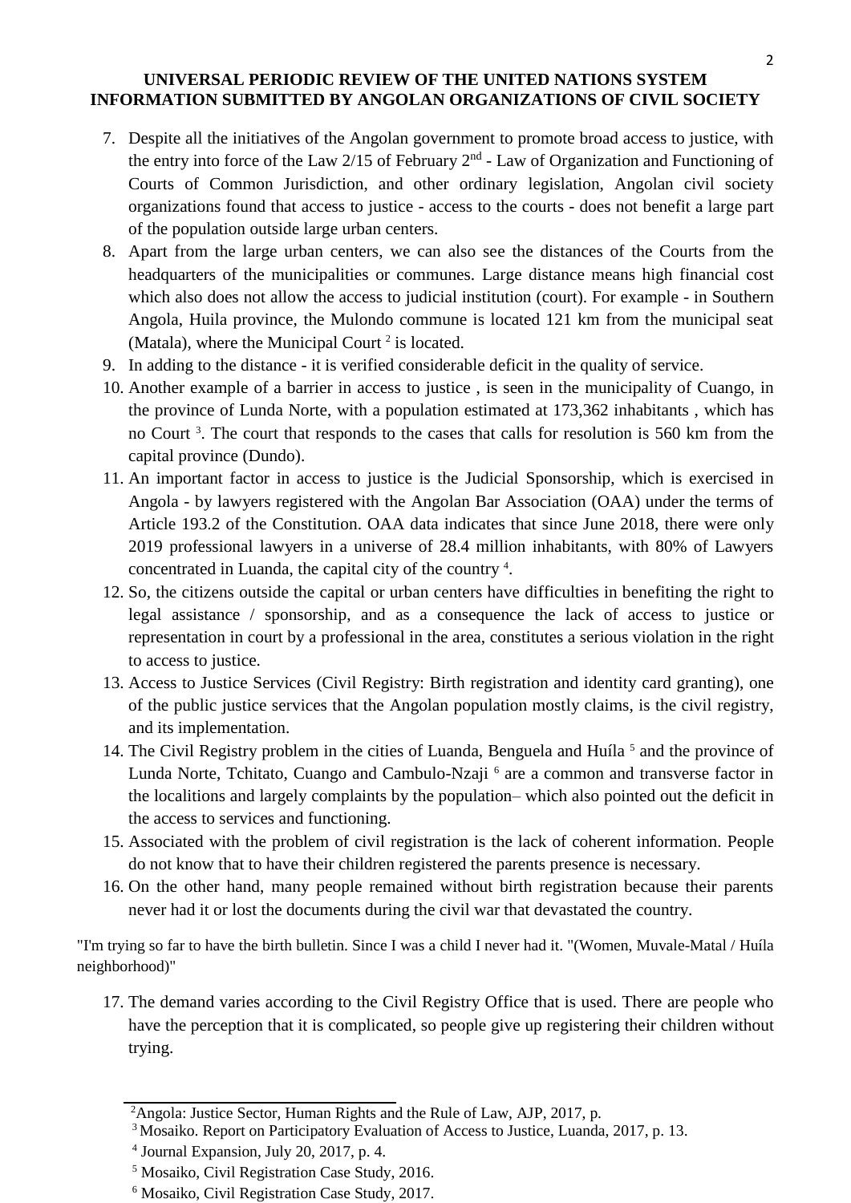**UNIVERSAL PERIODIC REVIEW OF THE UNITED NATIONS SYSTEM INFORMATION SUBMITTED BY ANGOLAN ORGANIZATIONS OF CIVIL SOCIETY**

7. Despite all the initiatives of the Angolan government to promote broad access to justice, with the entry into force of the Law 2/15 of February 2nd - Law of Organization and Functioning of Courts of Common Jurisdiction, and other ordinary legislation, Angolan civil society organizations found that access to justice - access to the courts - does not benefit a large part of the population outside large urban centers.
8. Apart from the large urban centers, we can also see the distances of the Courts from the headquarters of the municipalities or communes. Large distance means high financial cost which also does not allow the access to judicial institution (court). For example - in Southern Angola, Huila province, the Mulondo commune is located 121 km from the municipal seat (Matala), where the Municipal Court [2] is located.
9. In adding to the distance - it is verified considerable deficit in the quality of service.
10. Another example of a barrier in access to justice , is seen in the municipality of Cuango, in the province of Lunda Norte, with a population estimated at 173,362 inhabitants , which has no Court [3]. The court that responds to the cases that calls for resolution is 560 km from the capital province (Dundo).
11. An important factor in access to justice is the Judicial Sponsorship, which is exercised in Angola - by lawyers registered with the Angolan Bar Association (OAA) under the terms of Article 193.2 of the Constitution. OAA data indicates that since June 2018, there were only 2019 professional lawyers in a universe of 28.4 million inhabitants, with 80% of Lawyers concentrated in Luanda, the capital city of the country [4].
12. So, the citizens outside the capital or urban centers have difficulties in benefiting the right to legal assistance / sponsorship, and as a consequence the lack of access to justice or representation in court by a professional in the area, constitutes a serious violation in the right to access to justice.
13. Access to Justice Services (Civil Registry: Birth registration and identity card granting), one of the public justice services that the Angolan population mostly claims, is the civil registry, and its implementation.
14. The Civil Registry problem in the cities of Luanda, Benguela and Huíla [5] and the province of Lunda Norte, Tchitato, Cuango and Cambulo-Nzaji [6] are a common and transverse factor in the localitions and largely complaints by the population– which also pointed out the deficit in the access to services and functioning.
15. Associated with the problem of civil registration is the lack of coherent information. People do not know that to have their children registered the parents presence is necessary.
16. On the other hand, many people remained without birth registration because their parents never had it or lost the documents during the civil war that devastated the country.

"I'm trying so far to have the birth bulletin. Since I was a child I never had it. "(Women, Muvale-Matal / Huíla neighborhood)"

17. The demand varies according to the Civil Registry Office that is used. There are people who have the perception that it is complicated, so people give up registering their children without trying.

---

[2] Angola: Justice Sector, Human Rights and the Rule of Law, AJP, 2017, p.

[3] Mosaiko. Report on Participatory Evaluation of Access to Justice, Luanda, 2017, p. 13.

[4] Journal Expansion, July 20, 2017, p. 4.

[5] Mosaiko, Civil Registration Case Study, 2016.

[6] Mosaiko, Civil Registration Case Study, 2017.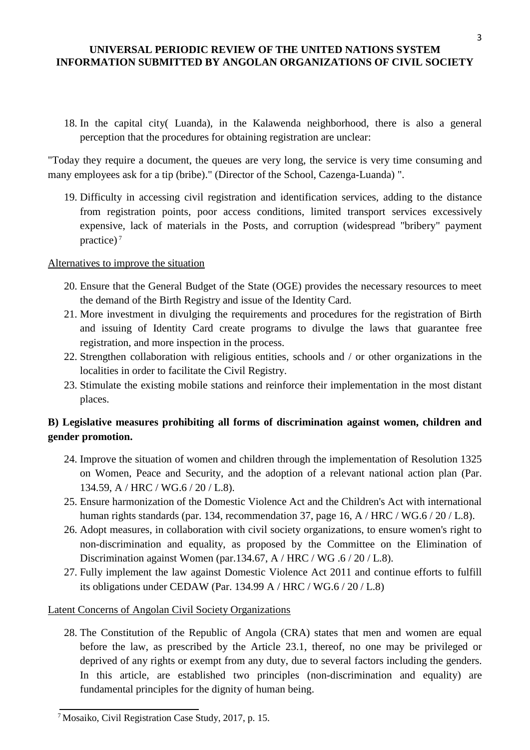18. In the capital city( Luanda), in the Kalawenda neighborhood, there is also a general perception that the procedures for obtaining registration are unclear:

"Today they require a document, the queues are very long, the service is very time consuming and many employees ask for a tip (bribe)." (Director of the School, Cazenga-Luanda) ".

19. Difficulty in accessing civil registration and identification services, adding to the distance from registration points, poor access conditions, limited transport services excessively expensive, lack of materials in the Posts, and corruption (widespread "bribery" payment practice)[7]

Alternatives to improve the situation

20. Ensure that the General Budget of the State (OGE) provides the necessary resources to meet the demand of the Birth Registry and issue of the Identity Card.
21. More investment in divulging the requirements and procedures for the registration of Birth and issuing of Identity Card create programs to divulge the laws that guarantee free registration, and more inspection in the process.
22. Strengthen collaboration with religious entities, schools and / or other organizations in the localities in order to facilitate the Civil Registry.
23. Stimulate the existing mobile stations and reinforce their implementation in the most distant places.

**B) Legislative measures prohibiting all forms of discrimination against women, children and gender promotion.**

24. Improve the situation of women and children through the implementation of Resolution 1325 on Women, Peace and Security, and the adoption of a relevant national action plan (Par. 134.59, A / HRC / WG.6 / 20 / L.8).
25. Ensure harmonization of the Domestic Violence Act and the Children's Act with international human rights standards (par. 134, recommendation 37, page 16, A / HRC / WG.6 / 20 / L.8).
26. Adopt measures, in collaboration with civil society organizations, to ensure women's right to non-discrimination and equality, as proposed by the Committee on the Elimination of Discrimination against Women (par.134.67, A / HRC / WG .6 / 20 / L.8).
27. Fully implement the law against Domestic Violence Act 2011 and continue efforts to fulfill its obligations under CEDAW (Par. 134.99 A / HRC / WG.6 / 20 / L.8)

Latent Concerns of Angolan Civil Society Organizations

28. The Constitution of the Republic of Angola (CRA) states that men and women are equal before the law, as prescribed by the Article 23.1, thereof, no one may be privileged or deprived of any rights or exempt from any duty, due to several factors including the genders. In this article, are established two principles (non-discrimination and equality) are fundamental principles for the dignity of human being.

[7] Mosaiko, Civil Registration Case Study, 2017, p. 15.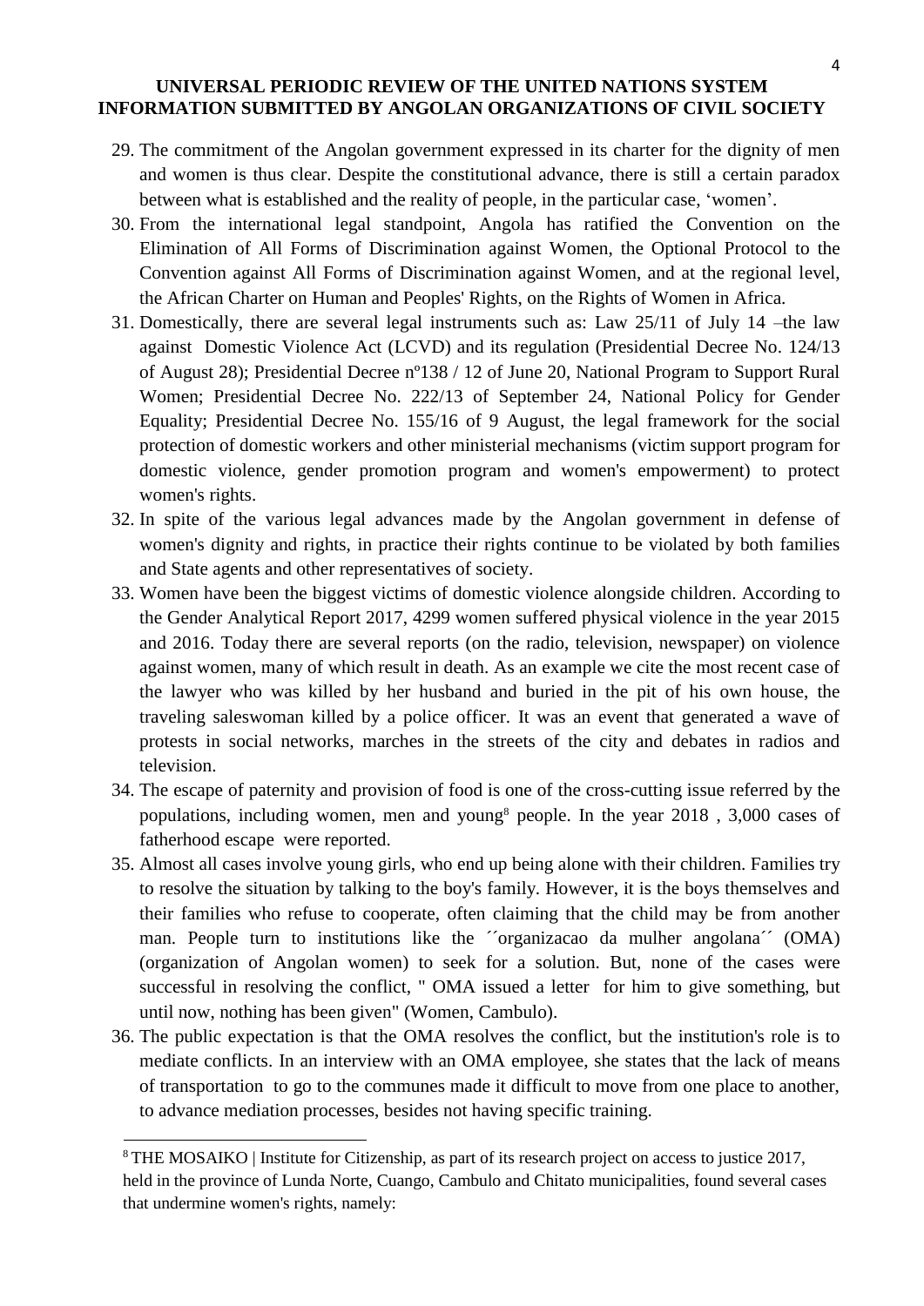29. The commitment of the Angolan government expressed in its charter for the dignity of men and women is thus clear. Despite the constitutional advance, there is still a certain paradox between what is established and the reality of people, in the particular case, 'women'.
30. From the international legal standpoint, Angola has ratified the Convention on the Elimination of All Forms of Discrimination against Women, the Optional Protocol to the Convention against All Forms of Discrimination against Women, and at the regional level, the African Charter on Human and Peoples' Rights, on the Rights of Women in Africa.
31. Domestically, there are several legal instruments such as: Law 25/11 of July 14 –the law against Domestic Violence Act (LCVD) and its regulation (Presidential Decree No. 124/13 of August 28); Presidential Decree nº138 / 12 of June 20, National Program to Support Rural Women; Presidential Decree No. 222/13 of September 24, National Policy for Gender Equality; Presidential Decree No. 155/16 of 9 August, the legal framework for the social protection of domestic workers and other ministerial mechanisms (victim support program for domestic violence, gender promotion program and women's empowerment) to protect women's rights.
32. In spite of the various legal advances made by the Angolan government in defense of women's dignity and rights, in practice their rights continue to be violated by both families and State agents and other representatives of society.
33. Women have been the biggest victims of domestic violence alongside children. According to the Gender Analytical Report 2017, 4299 women suffered physical violence in the year 2015 and 2016. Today there are several reports (on the radio, television, newspaper) on violence against women, many of which result in death. As an example we cite the most recent case of the lawyer who was killed by her husband and buried in the pit of his own house, the traveling saleswoman killed by a police officer. It was an event that generated a wave of protests in social networks, marches in the streets of the city and debates in radios and television.
34. The escape of paternity and provision of food is one of the cross-cutting issue referred by the populations, including women, men and young[8] people. In the year 2018 , 3,000 cases of fatherhood escape were reported.
35. Almost all cases involve young girls, who end up being alone with their children. Families try to resolve the situation by talking to the boy's family. However, it is the boys themselves and their families who refuse to cooperate, often claiming that the child may be from another man. People turn to institutions like the ´´organizacao da mulher angolana´´ (OMA) (organization of Angolan women) to seek for a solution. But, none of the cases were successful in resolving the conflict, " OMA issued a letter for him to give something, but until now, nothing has been given" (Women, Cambulo).
36. The public expectation is that the OMA resolves the conflict, but the institution's role is to mediate conflicts. In an interview with an OMA employee, she states that the lack of means of transportation to go to the communes made it difficult to move from one place to another, to advance mediation processes, besides not having specific training.

[8] THE MOSAIKO | Institute for Citizenship, as part of its research project on access to justice 2017, held in the province of Lunda Norte, Cuango, Cambulo and Chitato municipalities, found several cases that undermine women's rights, namely: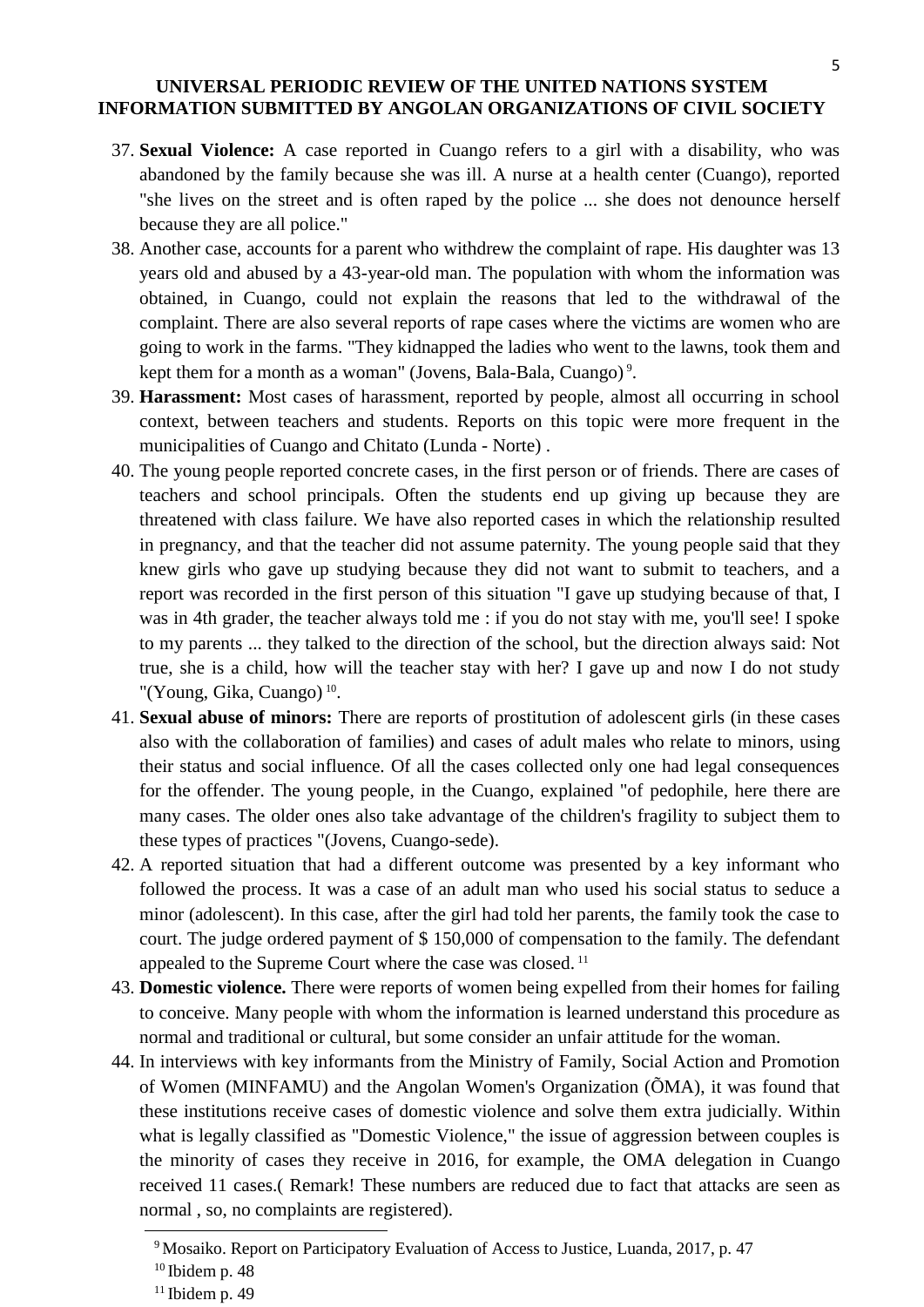37. **Sexual Violence:** A case reported in Cuango refers to a girl with a disability, who was abandoned by the family because she was ill. A nurse at a health center (Cuango), reported "she lives on the street and is often raped by the police ... she does not denounce herself because they are all police."
38. Another case, accounts for a parent who withdrew the complaint of rape. His daughter was 13 years old and abused by a 43-year-old man. The population with whom the information was obtained, in Cuango, could not explain the reasons that led to the withdrawal of the complaint. There are also several reports of rape cases where the victims are women who are going to work in the farms. "They kidnapped the ladies who went to the lawns, took them and kept them for a month as a woman" (Jovens, Bala-Bala, Cuango)[9].
39. **Harassment:** Most cases of harassment, reported by people, almost all occurring in school context, between teachers and students. Reports on this topic were more frequent in the municipalities of Cuango and Chitato (Lunda - Norte) .
40. The young people reported concrete cases, in the first person or of friends. There are cases of teachers and school principals. Often the students end up giving up because they are threatened with class failure. We have also reported cases in which the relationship resulted in pregnancy, and that the teacher did not assume paternity. The young people said that they knew girls who gave up studying because they did not want to submit to teachers, and a report was recorded in the first person of this situation "I gave up studying because of that, I was in 4th grader, the teacher always told me : if you do not stay with me, you'll see! I spoke to my parents ... they talked to the direction of the school, but the direction always said: Not true, she is a child, how will the teacher stay with her? I gave up and now I do not study "(Young, Gika, Cuango)[10].
41. **Sexual abuse of minors:** There are reports of prostitution of adolescent girls (in these cases also with the collaboration of families) and cases of adult males who relate to minors, using their status and social influence. Of all the cases collected only one had legal consequences for the offender. The young people, in the Cuango, explained "of pedophile, here there are many cases. The older ones also take advantage of the children's fragility to subject them to these types of practices "(Jovens, Cuango-sede).
42. A reported situation that had a different outcome was presented by a key informant who followed the process. It was a case of an adult man who used his social status to seduce a minor (adolescent). In this case, after the girl had told her parents, the family took the case to court. The judge ordered payment of $ 150,000 of compensation to the family. The defendant appealed to the Supreme Court where the case was closed.[11]
43. **Domestic violence.** There were reports of women being expelled from their homes for failing to conceive. Many people with whom the information is learned understand this procedure as normal and traditional or cultural, but some consider an unfair attitude for the woman.
44. In interviews with key informants from the Ministry of Family, Social Action and Promotion of Women (MINFAMU) and the Angolan Women's Organization (ÕMA), it was found that these institutions receive cases of domestic violence and solve them extra judicially. Within what is legally classified as "Domestic Violence," the issue of aggression between couples is the minority of cases they receive in 2016, for example, the OMA delegation in Cuango received 11 cases.( Remark! These numbers are reduced due to fact that attacks are seen as normal , so, no complaints are registered).

---

[9] Mosaiko. Report on Participatory Evaluation of Access to Justice, Luanda, 2017, p. 47

[10] Ibidem p. 48

[11] Ibidem p. 49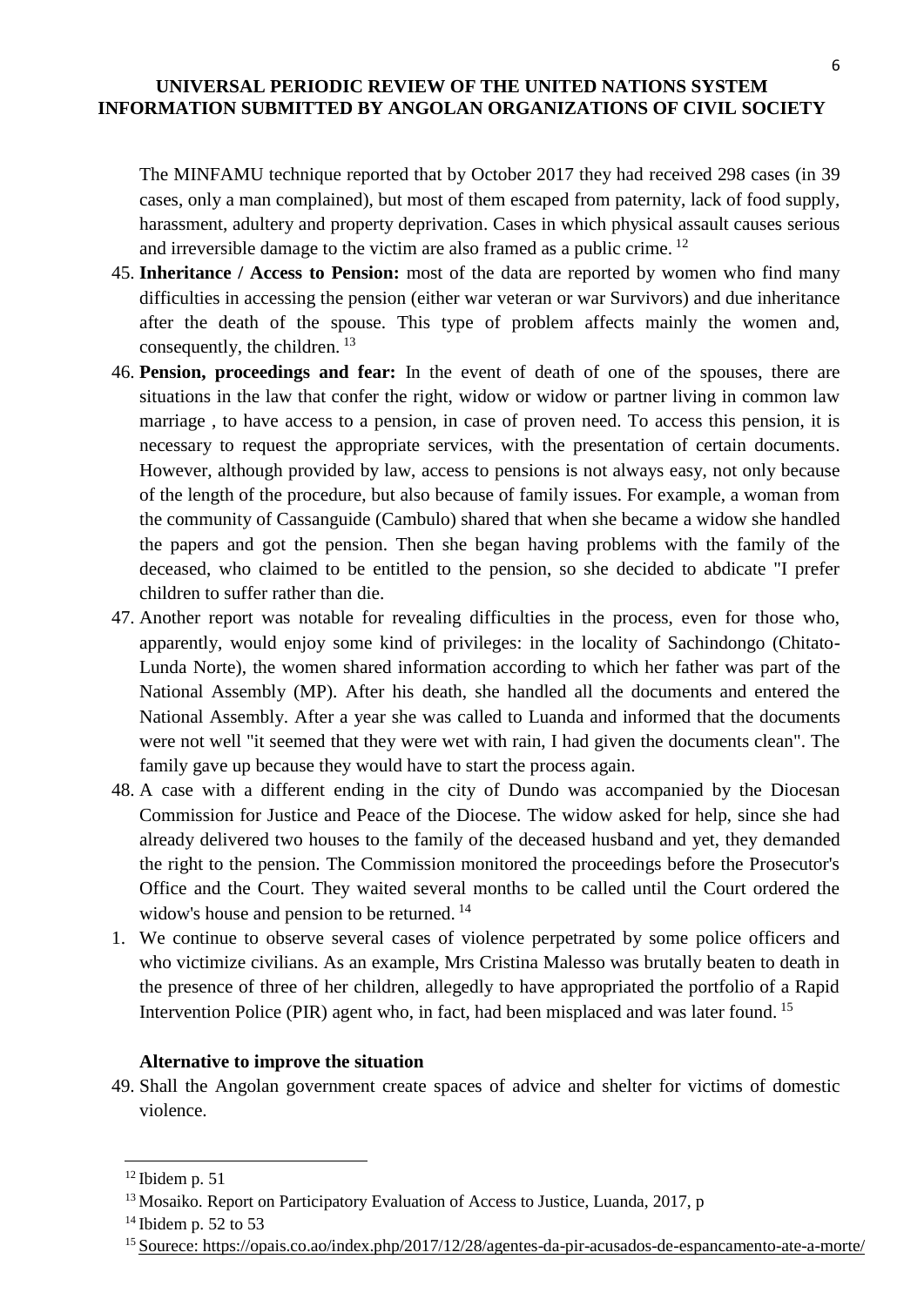The MINFAMU technique reported that by October 2017 they had received 298 cases (in 39 cases, only a man complained), but most of them escaped from paternity, lack of food supply, harassment, adultery and property deprivation. Cases in which physical assault causes serious and irreversible damage to the victim are also framed as a public crime. [12]

45. **Inheritance / Access to Pension:** most of the data are reported by women who find many difficulties in accessing the pension (either war veteran or war Survivors) and due inheritance after the death of the spouse. This type of problem affects mainly the women and, consequently, the children. [13]
46. **Pension, proceedings and fear:** In the event of death of one of the spouses, there are situations in the law that confer the right, widow or widow or partner living in common law marriage , to have access to a pension, in case of proven need. To access this pension, it is necessary to request the appropriate services, with the presentation of certain documents. However, although provided by law, access to pensions is not always easy, not only because of the length of the procedure, but also because of family issues. For example, a woman from the community of Cassanguide (Cambulo) shared that when she became a widow she handled the papers and got the pension. Then she began having problems with the family of the deceased, who claimed to be entitled to the pension, so she decided to abdicate "I prefer children to suffer rather than die.
47. Another report was notable for revealing difficulties in the process, even for those who, apparently, would enjoy some kind of privileges: in the locality of Sachindongo (Chitato-Lunda Norte), the women shared information according to which her father was part of the National Assembly (MP). After his death, she handled all the documents and entered the National Assembly. After a year she was called to Luanda and informed that the documents were not well "it seemed that they were wet with rain, I had given the documents clean". The family gave up because they would have to start the process again.
48. A case with a different ending in the city of Dundo was accompanied by the Diocesan Commission for Justice and Peace of the Diocese. The widow asked for help, since she had already delivered two houses to the family of the deceased husband and yet, they demanded the right to the pension. The Commission monitored the proceedings before the Prosecutor's Office and the Court. They waited several months to be called until the Court ordered the widow's house and pension to be returned. [14]

1. We continue to observe several cases of violence perpetrated by some police officers and who victimize civilians. As an example, Mrs Cristina Malesso was brutally beaten to death in the presence of three of her children, allegedly to have appropriated the portfolio of a Rapid Intervention Police (PIR) agent who, in fact, had been misplaced and was later found. [15]

**Alternative to improve the situation**

49. Shall the Angolan government create spaces of advice and shelter for victims of domestic violence.

---

[12] Ibidem p. 51

[13] Mosaiko. Report on Participatory Evaluation of Access to Justice, Luanda, 2017, p

[14] Ibidem p. 52 to 53

[15] Sourece: https://opais.co.ao/index.php/2017/12/28/agentes-da-pir-acusados-de-espancamento-ate-a-morte/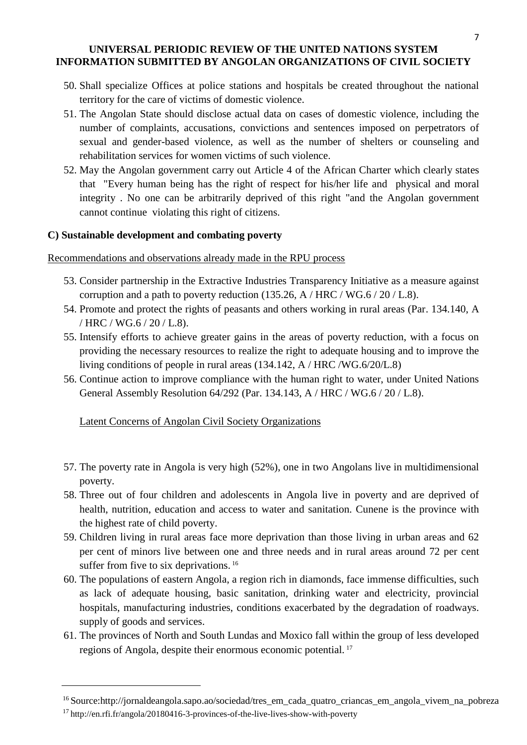50. Shall specialize Offices at police stations and hospitals be created throughout the national territory for the care of victims of domestic violence.
51. The Angolan State should disclose actual data on cases of domestic violence, including the number of complaints, accusations, convictions and sentences imposed on perpetrators of sexual and gender-based violence, as well as the number of shelters or counseling and rehabilitation services for women victims of such violence.
52. May the Angolan government carry out Article 4 of the African Charter which clearly states that "Every human being has the right of respect for his/her life and physical and moral integrity . No one can be arbitrarily deprived of this right "and the Angolan government cannot continue violating this right of citizens.

### C) Sustainable development and combating poverty

Recommendations and observations already made in the RPU process

53. Consider partnership in the Extractive Industries Transparency Initiative as a measure against corruption and a path to poverty reduction (135.26, A / HRC / WG.6 / 20 / L.8).
54. Promote and protect the rights of peasants and others working in rural areas (Par. 134.140, A / HRC / WG.6 / 20 / L.8).
55. Intensify efforts to achieve greater gains in the areas of poverty reduction, with a focus on providing the necessary resources to realize the right to adequate housing and to improve the living conditions of people in rural areas (134.142, A / HRC /WG.6/20/L.8)
56. Continue action to improve compliance with the human right to water, under United Nations General Assembly Resolution 64/292 (Par. 134.143, A / HRC / WG.6 / 20 / L.8).

Latent Concerns of Angolan Civil Society Organizations

57. The poverty rate in Angola is very high (52%), one in two Angolans live in multidimensional poverty.
58. Three out of four children and adolescents in Angola live in poverty and are deprived of health, nutrition, education and access to water and sanitation. Cunene is the province with the highest rate of child poverty.
59. Children living in rural areas face more deprivation than those living in urban areas and 62 per cent of minors live between one and three needs and in rural areas around 72 per cent suffer from five to six deprivations.[16]
60. The populations of eastern Angola, a region rich in diamonds, face immense difficulties, such as lack of adequate housing, basic sanitation, drinking water and electricity, provincial hospitals, manufacturing industries, conditions exacerbated by the degradation of roadways. supply of goods and services.
61. The provinces of North and South Lundas and Moxico fall within the group of less developed regions of Angola, despite their enormous economic potential.[17]

---

[16] Source:http://jornaldeangola.sapo.ao/sociedad/tres_em_cada_quatro_criancas_em_angola_vivem_na_pobreza

[17] http://en.rfi.fr/angola/20180416-3-provinces-of-the-live-lives-show-with-poverty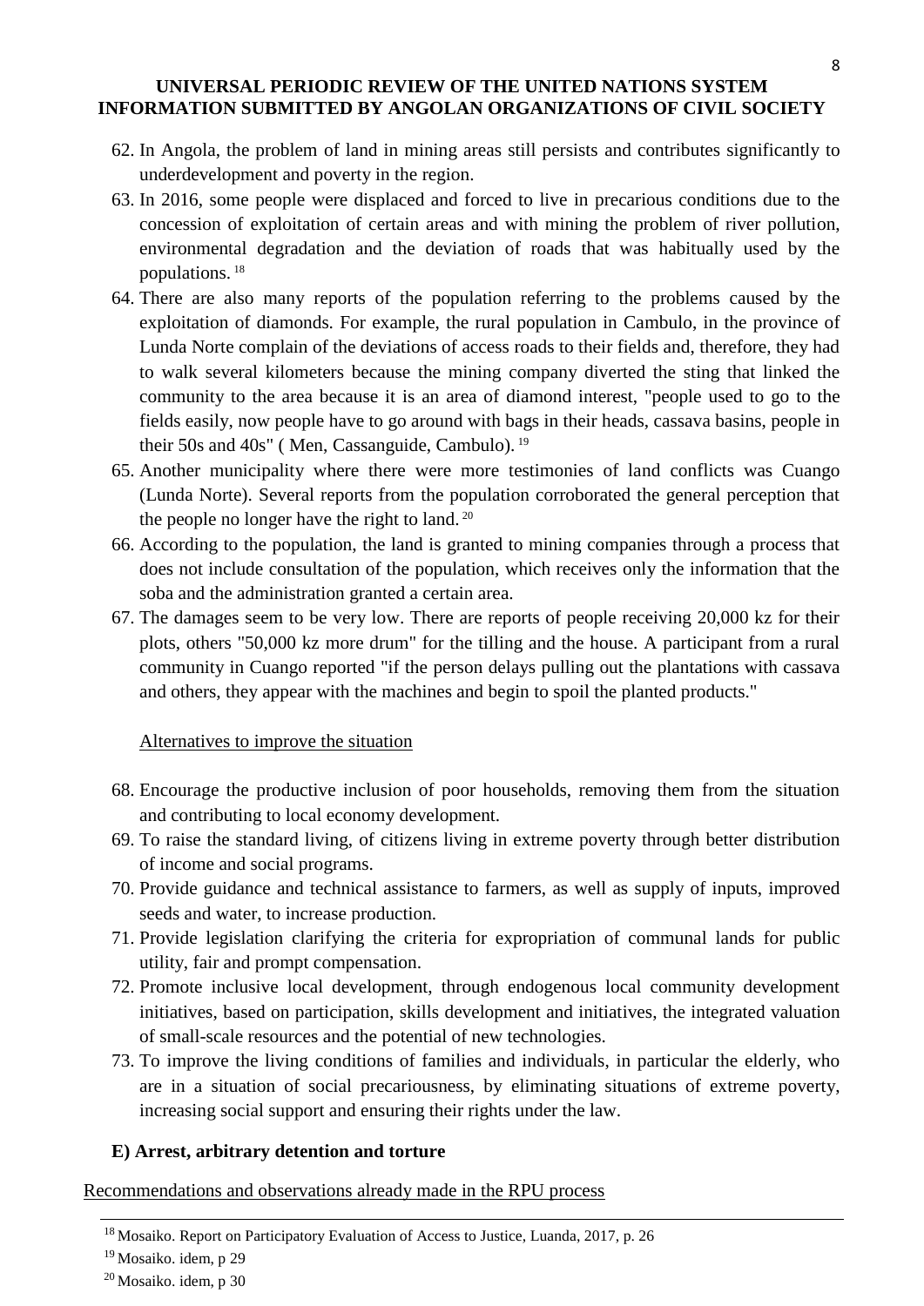62. In Angola, the problem of land in mining areas still persists and contributes significantly to underdevelopment and poverty in the region.
63. In 2016, some people were displaced and forced to live in precarious conditions due to the concession of exploitation of certain areas and with mining the problem of river pollution, environmental degradation and the deviation of roads that was habitually used by the populations. [18]
64. There are also many reports of the population referring to the problems caused by the exploitation of diamonds. For example, the rural population in Cambulo, in the province of Lunda Norte complain of the deviations of access roads to their fields and, therefore, they had to walk several kilometers because the mining company diverted the sting that linked the community to the area because it is an area of diamond interest, "people used to go to the fields easily, now people have to go around with bags in their heads, cassava basins, people in their 50s and 40s" ( Men, Cassanguide, Cambulo). [19]
65. Another municipality where there were more testimonies of land conflicts was Cuango (Lunda Norte). Several reports from the population corroborated the general perception that the people no longer have the right to land. [20]
66. According to the population, the land is granted to mining companies through a process that does not include consultation of the population, which receives only the information that the soba and the administration granted a certain area.
67. The damages seem to be very low. There are reports of people receiving 20,000 kz for their plots, others "50,000 kz more drum" for the tilling and the house. A participant from a rural community in Cuango reported "if the person delays pulling out the plantations with cassava and others, they appear with the machines and begin to spoil the planted products."

Alternatives to improve the situation

68. Encourage the productive inclusion of poor households, removing them from the situation and contributing to local economy development.
69. To raise the standard living, of citizens living in extreme poverty through better distribution of income and social programs.
70. Provide guidance and technical assistance to farmers, as well as supply of inputs, improved seeds and water, to increase production.
71. Provide legislation clarifying the criteria for expropriation of communal lands for public utility, fair and prompt compensation.
72. Promote inclusive local development, through endogenous local community development initiatives, based on participation, skills development and initiatives, the integrated valuation of small-scale resources and the potential of new technologies.
73. To improve the living conditions of families and individuals, in particular the elderly, who are in a situation of social precariousness, by eliminating situations of extreme poverty, increasing social support and ensuring their rights under the law.

**E) Arrest, arbitrary detention and torture**

Recommendations and observations already made in the RPU process

---

[18] Mosaiko. Report on Participatory Evaluation of Access to Justice, Luanda, 2017, p. 26

[19] Mosaiko. idem, p 29

[20] Mosaiko. idem, p 30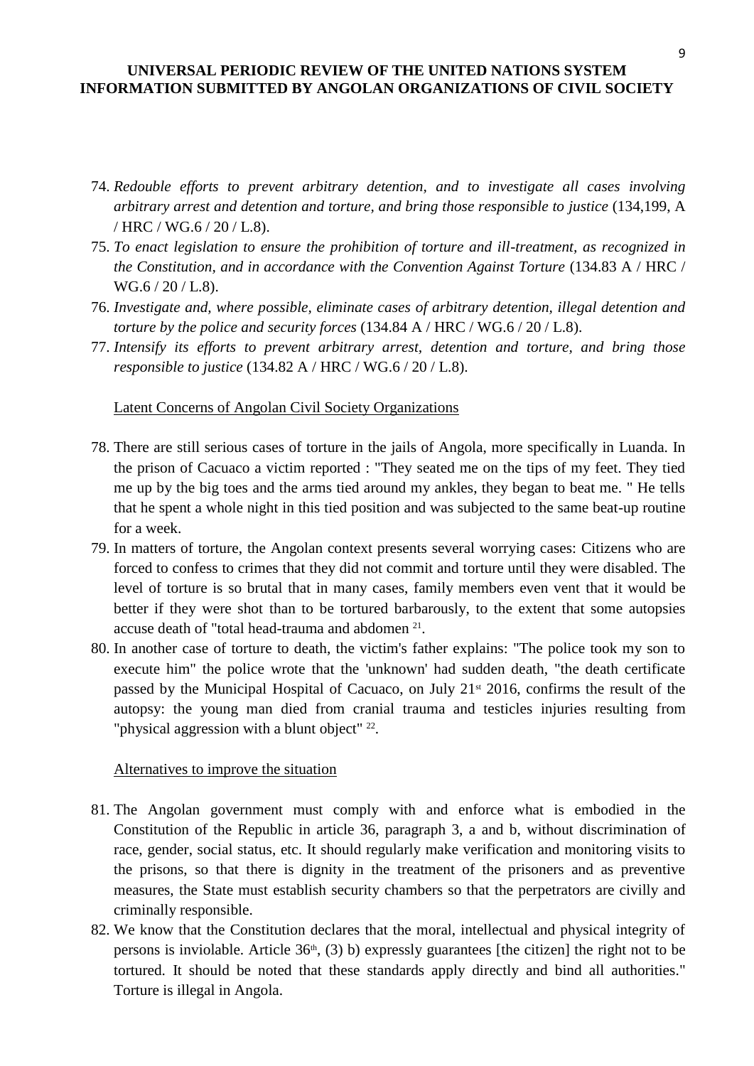74. *Redouble efforts to prevent arbitrary detention, and to investigate all cases involving arbitrary arrest and detention and torture, and bring those responsible to justice* (134,199, A / HRC / WG.6 / 20 / L.8).
75. *To enact legislation to ensure the prohibition of torture and ill-treatment, as recognized in the Constitution, and in accordance with the Convention Against Torture* (134.83 A / HRC / WG.6 / 20 / L.8).
76. *Investigate and, where possible, eliminate cases of arbitrary detention, illegal detention and torture by the police and security forces* (134.84 A / HRC / WG.6 / 20 / L.8).
77. *Intensify its efforts to prevent arbitrary arrest, detention and torture, and bring those responsible to justice* (134.82 A / HRC / WG.6 / 20 / L.8).

Latent Concerns of Angolan Civil Society Organizations

78. There are still serious cases of torture in the jails of Angola, more specifically in Luanda. In the prison of Cacuaco a victim reported : "They seated me on the tips of my feet. They tied me up by the big toes and the arms tied around my ankles, they began to beat me. " He tells that he spent a whole night in this tied position and was subjected to the same beat-up routine for a week.
79. In matters of torture, the Angolan context presents several worrying cases: Citizens who are forced to confess to crimes that they did not commit and torture until they were disabled. The level of torture is so brutal that in many cases, family members even vent that it would be better if they were shot than to be tortured barbarously, to the extent that some autopsies accuse death of "total head-trauma and abdomen [21].
80. In another case of torture to death, the victim's father explains: "The police took my son to execute him" the police wrote that the 'unknown' had sudden death, "the death certificate passed by the Municipal Hospital of Cacuaco, on July 21st 2016, confirms the result of the autopsy: the young man died from cranial trauma and testicles injuries resulting from "physical aggression with a blunt object" [22].

Alternatives to improve the situation

81. The Angolan government must comply with and enforce what is embodied in the Constitution of the Republic in article 36, paragraph 3, a and b, without discrimination of race, gender, social status, etc. It should regularly make verification and monitoring visits to the prisons, so that there is dignity in the treatment of the prisoners and as preventive measures, the State must establish security chambers so that the perpetrators are civilly and criminally responsible.
82. We know that the Constitution declares that the moral, intellectual and physical integrity of persons is inviolable. Article 36th, (3) b) expressly guarantees [the citizen] the right not to be tortured. It should be noted that these standards apply directly and bind all authorities." Torture is illegal in Angola.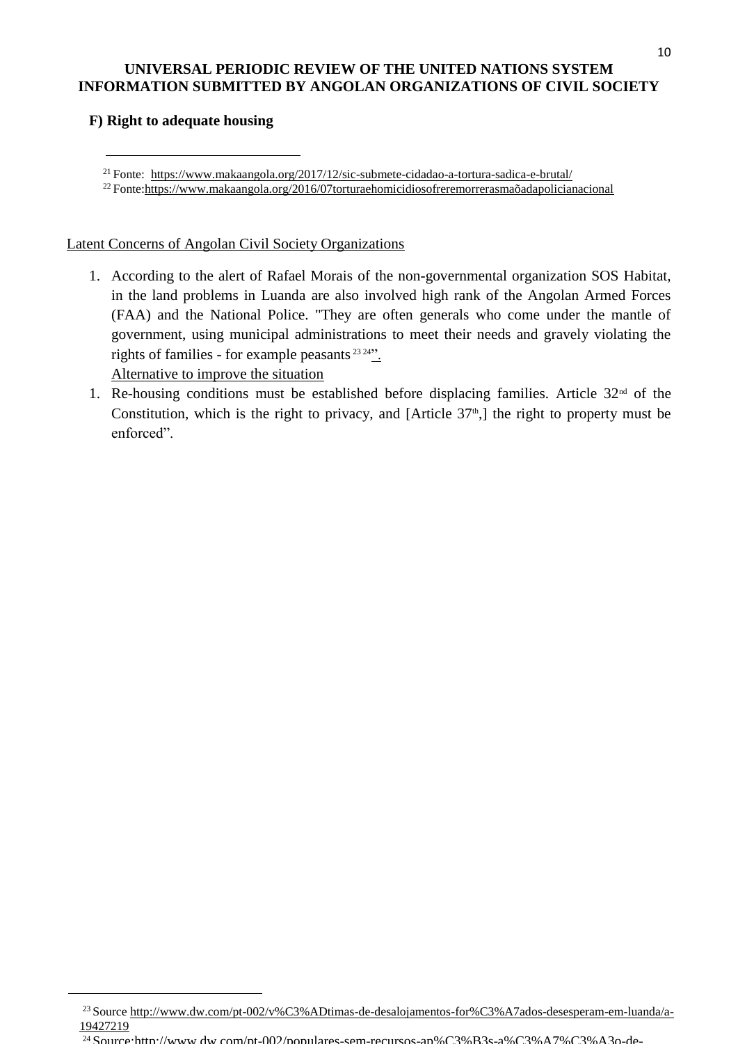**UNIVERSAL PERIODIC REVIEW OF THE UNITED NATIONS SYSTEM INFORMATION SUBMITTED BY ANGOLAN ORGANIZATIONS OF CIVIL SOCIETY**

**F) Right to adequate housing**

[21] Fonte: https://www.makaangola.org/2017/12/sic-submete-cidadao-a-tortura-sadica-e-brutal/

[22] Fonte:https://www.makaangola.org/2016/07torturaehomicidiosofreremorrerasmaõadapolicianacional

Latent Concerns of Angolan Civil Society Organizations

1. According to the alert of Rafael Morais of the non-governmental organization SOS Habitat, in the land problems in Luanda are also involved high rank of the Angolan Armed Forces (FAA) and the National Police. "They are often generals who come under the mantle of government, using municipal administrations to meet their needs and gravely violating the rights of families - for example peasants [23] [24]".

   Alternative to improve the situation

1. Re-housing conditions must be established before displacing families. Article 32nd of the Constitution, which is the right to privacy, and [Article 37th,] the right to property must be enforced".

[23] Source http://www.dw.com/pt-002/v%C3%ADtimas-de-desalojamentos-for%C3%A7ados-desesperam-em-luanda/a-19427219

[24] Source:http://www.dw.com/pt-002/populares-sem-recursos-ap%C3%B3s-a%C3%A7%C3%A3o-de-